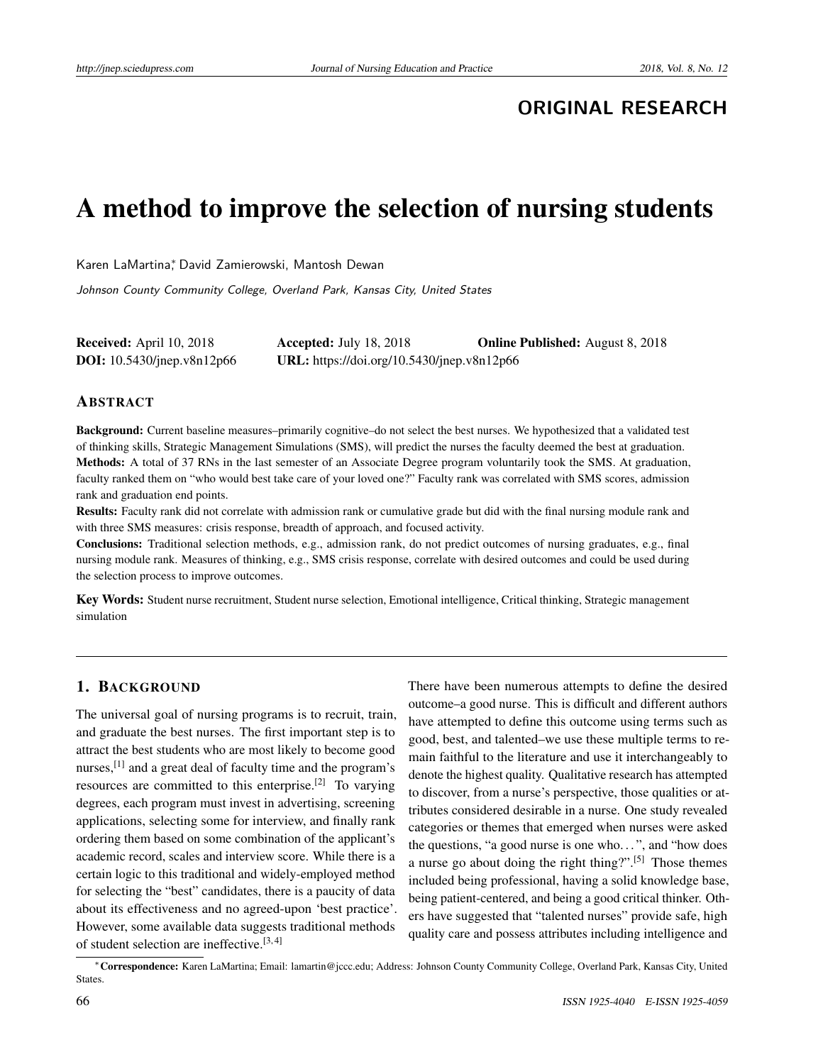**ORIGINAL RESEARCH**

# A method to improve the selection of nursing students

Karen LaMartina*, David Zamierowski, Mantosh Dewan

*Johnson County Community College, Overland Park, Kansas City, United States*

**Received:** April 10, 2018 **Accepted:** July 18, 2018 **Online Published:** August 8, 2018
**DOI:** 10.5430/jnep.v8n12p66 **URL:** https://doi.org/10.5430/jnep.v8n12p66

## ABSTRACT

**Background:** Current baseline measures–primarily cognitive–do not select the best nurses. We hypothesized that a validated test of thinking skills, Strategic Management Simulations (SMS), will predict the nurses the faculty deemed the best at graduation.

**Methods:** A total of 37 RNs in the last semester of an Associate Degree program voluntarily took the SMS. At graduation, faculty ranked them on "who would best take care of your loved one?" Faculty rank was correlated with SMS scores, admission rank and graduation end points.

**Results:** Faculty rank did not correlate with admission rank or cumulative grade but did with the final nursing module rank and with three SMS measures: crisis response, breadth of approach, and focused activity.

**Conclusions:** Traditional selection methods, e.g., admission rank, do not predict outcomes of nursing graduates, e.g., final nursing module rank. Measures of thinking, e.g., SMS crisis response, correlate with desired outcomes and could be used during the selection process to improve outcomes.

**Key Words:** Student nurse recruitment, Student nurse selection, Emotional intelligence, Critical thinking, Strategic management simulation

## 1. BACKGROUND

The universal goal of nursing programs is to recruit, train, and graduate the best nurses. The first important step is to attract the best students who are most likely to become good nurses,[1] and a great deal of faculty time and the program's resources are committed to this enterprise.[2] To varying degrees, each program must invest in advertising, screening applications, selecting some for interview, and finally rank ordering them based on some combination of the applicant's academic record, scales and interview score. While there is a certain logic to this traditional and widely-employed method for selecting the "best" candidates, there is a paucity of data about its effectiveness and no agreed-upon 'best practice'. However, some available data suggests traditional methods of student selection are ineffective.[3,4]

There have been numerous attempts to define the desired outcome–a good nurse. This is difficult and different authors have attempted to define this outcome using terms such as good, best, and talented–we use these multiple terms to remain faithful to the literature and use it interchangeably to denote the highest quality. Qualitative research has attempted to discover, from a nurse's perspective, those qualities or attributes considered desirable in a nurse. One study revealed categories or themes that emerged when nurses were asked the questions, "a good nurse is one who…", and "how does a nurse go about doing the right thing?".[5] Those themes included being professional, having a solid knowledge base, being patient-centered, and being a good critical thinker. Others have suggested that "talented nurses" provide safe, high quality care and possess attributes including intelligence and

*Correspondence: Karen LaMartina; Email: lamartin@jccc.edu; Address: Johnson County Community College, Overland Park, Kansas City, United States.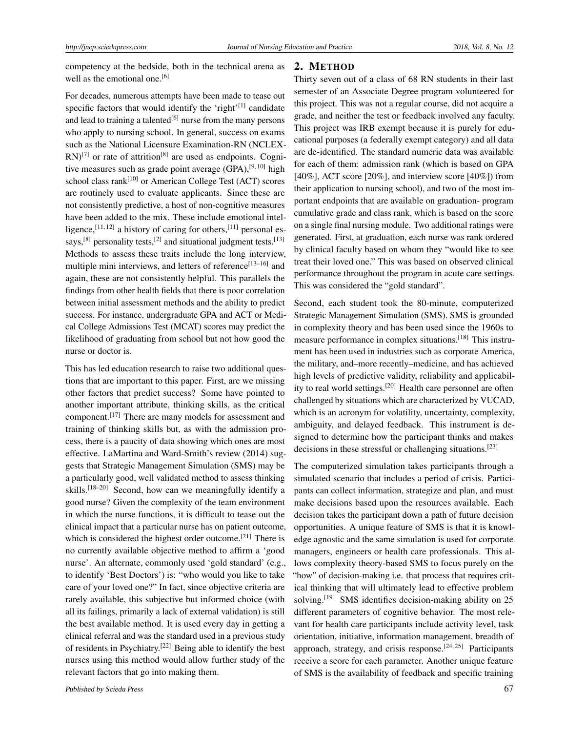competency at the bedside, both in the technical arena as well as the emotional one.[6]

For decades, numerous attempts have been made to tease out specific factors that would identify the 'right'[1] candidate and lead to training a talented[6] nurse from the many persons who apply to nursing school. In general, success on exams such as the National Licensure Examination-RN (NCLEX-RN)[7] or rate of attrition[8] are used as endpoints. Cognitive measures such as grade point average (GPA),[9,10] high school class rank[10] or American College Test (ACT) scores are routinely used to evaluate applicants. Since these are not consistently predictive, a host of non-cognitive measures have been added to the mix. These include emotional intelligence,[11,12] a history of caring for others,[11] personal essays,[8] personality tests,[2] and situational judgment tests.[13] Methods to assess these traits include the long interview, multiple mini interviews, and letters of reference[13–16] and again, these are not consistently helpful. This parallels the findings from other health fields that there is poor correlation between initial assessment methods and the ability to predict success. For instance, undergraduate GPA and ACT or Medical College Admissions Test (MCAT) scores may predict the likelihood of graduating from school but not how good the nurse or doctor is.

This has led education research to raise two additional questions that are important to this paper. First, are we missing other factors that predict success? Some have pointed to another important attribute, thinking skills, as the critical component.[17] There are many models for assessment and training of thinking skills but, as with the admission process, there is a paucity of data showing which ones are most effective. LaMartina and Ward-Smith's review (2014) suggests that Strategic Management Simulation (SMS) may be a particularly good, well validated method to assess thinking skills.[18–20] Second, how can we meaningfully identify a good nurse? Given the complexity of the team environment in which the nurse functions, it is difficult to tease out the clinical impact that a particular nurse has on patient outcome, which is considered the highest order outcome.[21] There is no currently available objective method to affirm a 'good nurse'. An alternate, commonly used 'gold standard' (e.g., to identify 'Best Doctors') is: "who would you like to take care of your loved one?" In fact, since objective criteria are rarely available, this subjective but informed choice (with all its failings, primarily a lack of external validation) is still the best available method. It is used every day in getting a clinical referral and was the standard used in a previous study of residents in Psychiatry.[22] Being able to identify the best nurses using this method would allow further study of the relevant factors that go into making them.

## 2. Method

Thirty seven out of a class of 68 RN students in their last semester of an Associate Degree program volunteered for this project. This was not a regular course, did not acquire a grade, and neither the test or feedback involved any faculty. This project was IRB exempt because it is purely for educational purposes (a federally exempt category) and all data are de-identified. The standard numeric data was available for each of them: admission rank (which is based on GPA [40%], ACT score [20%], and interview score [40%]) from their application to nursing school), and two of the most important endpoints that are available on graduation- program cumulative grade and class rank, which is based on the score on a single final nursing module. Two additional ratings were generated. First, at graduation, each nurse was rank ordered by clinical faculty based on whom they "would like to see treat their loved one." This was based on observed clinical performance throughout the program in acute care settings. This was considered the "gold standard".

Second, each student took the 80-minute, computerized Strategic Management Simulation (SMS). SMS is grounded in complexity theory and has been used since the 1960s to measure performance in complex situations.[18] This instrument has been used in industries such as corporate America, the military, and–more recently–medicine, and has achieved high levels of predictive validity, reliability and applicability to real world settings.[20] Health care personnel are often challenged by situations which are characterized by VUCAD, which is an acronym for volatility, uncertainty, complexity, ambiguity, and delayed feedback. This instrument is designed to determine how the participant thinks and makes decisions in these stressful or challenging situations.[23]

The computerized simulation takes participants through a simulated scenario that includes a period of crisis. Participants can collect information, strategize and plan, and must make decisions based upon the resources available. Each decision takes the participant down a path of future decision opportunities. A unique feature of SMS is that it is knowledge agnostic and the same simulation is used for corporate managers, engineers or health care professionals. This allows complexity theory-based SMS to focus purely on the "how" of decision-making i.e. that process that requires critical thinking that will ultimately lead to effective problem solving.[19] SMS identifies decision-making ability on 25 different parameters of cognitive behavior. The most relevant for health care participants include activity level, task orientation, initiative, information management, breadth of approach, strategy, and crisis response.[24,25] Participants receive a score for each parameter. Another unique feature of SMS is the availability of feedback and specific training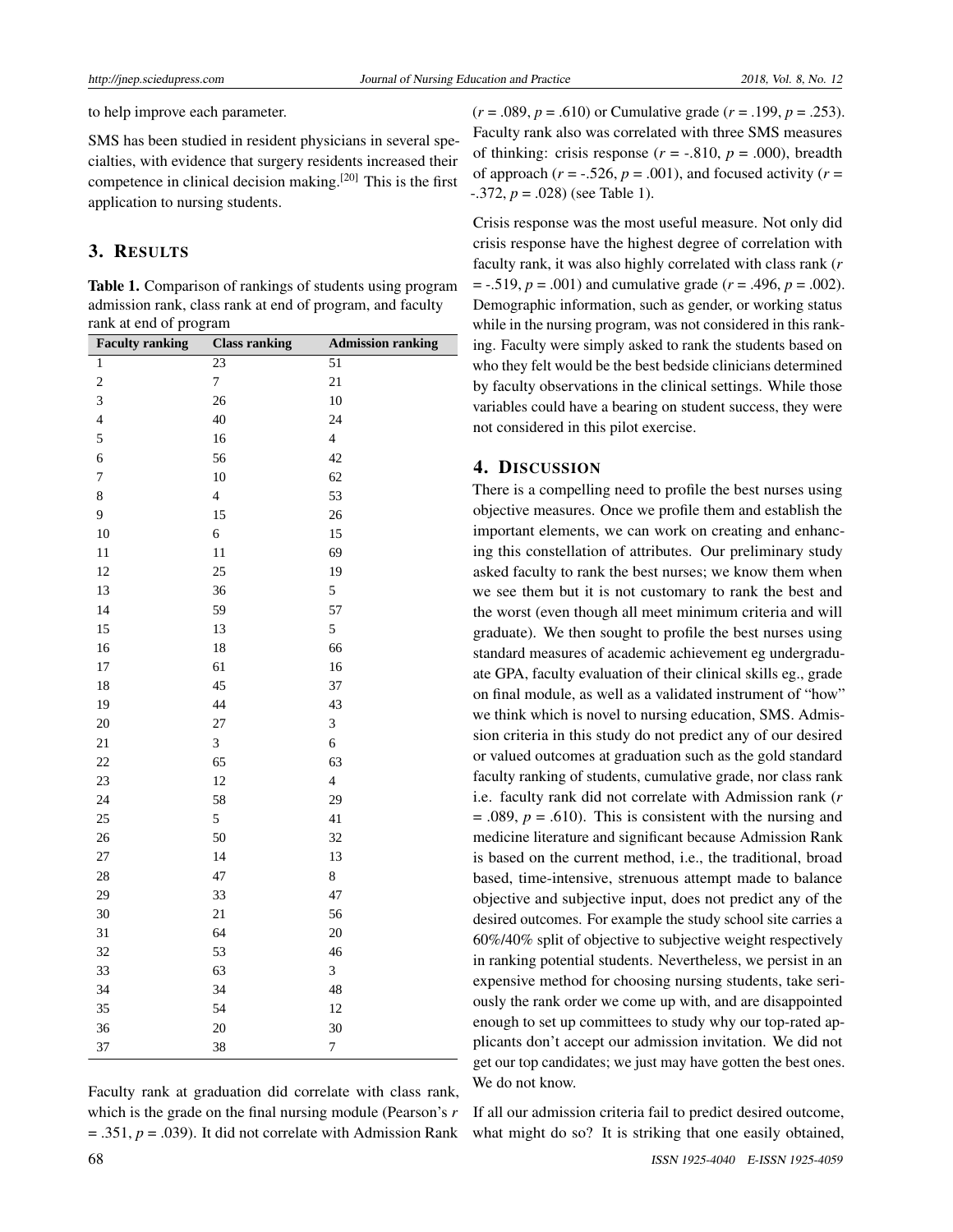to help improve each parameter.

SMS has been studied in resident physicians in several specialties, with evidence that surgery residents increased their competence in clinical decision making.[20] This is the first application to nursing students.

## 3. RESULTS

**Table 1.** Comparison of rankings of students using program admission rank, class rank at end of program, and faculty rank at end of program

| Faculty ranking | Class ranking | Admission ranking |
|---|---|---|
| 1 | 23 | 51 |
| 2 | 7 | 21 |
| 3 | 26 | 10 |
| 4 | 40 | 24 |
| 5 | 16 | 4 |
| 6 | 56 | 42 |
| 7 | 10 | 62 |
| 8 | 4 | 53 |
| 9 | 15 | 26 |
| 10 | 6 | 15 |
| 11 | 11 | 69 |
| 12 | 25 | 19 |
| 13 | 36 | 5 |
| 14 | 59 | 57 |
| 15 | 13 | 5 |
| 16 | 18 | 66 |
| 17 | 61 | 16 |
| 18 | 45 | 37 |
| 19 | 44 | 43 |
| 20 | 27 | 3 |
| 21 | 3 | 6 |
| 22 | 65 | 63 |
| 23 | 12 | 4 |
| 24 | 58 | 29 |
| 25 | 5 | 41 |
| 26 | 50 | 32 |
| 27 | 14 | 13 |
| 28 | 47 | 8 |
| 29 | 33 | 47 |
| 30 | 21 | 56 |
| 31 | 64 | 20 |
| 32 | 53 | 46 |
| 33 | 63 | 3 |
| 34 | 34 | 48 |
| 35 | 54 | 12 |
| 36 | 20 | 30 |
| 37 | 38 | 7 |

Faculty rank at graduation did correlate with class rank, which is the grade on the final nursing module (Pearson's $r = .351$, $p = .039$). It did not correlate with Admission Rank ($r = .089$, $p = .610$) or Cumulative grade ($r = .199$, $p = .253$). Faculty rank also was correlated with three SMS measures of thinking: crisis response ($r = -.810$, $p = .000$), breadth of approach ($r = -.526$, $p = .001$), and focused activity ($r = -.372$, $p = .028$) (see Table 1).

Crisis response was the most useful measure. Not only did crisis response have the highest degree of correlation with faculty rank, it was also highly correlated with class rank ($r = -.519$, $p = .001$) and cumulative grade ($r = .496$, $p = .002$). Demographic information, such as gender, or working status while in the nursing program, was not considered in this ranking. Faculty were simply asked to rank the students based on who they felt would be the best bedside clinicians determined by faculty observations in the clinical settings. While those variables could have a bearing on student success, they were not considered in this pilot exercise.

## 4. DISCUSSION

There is a compelling need to profile the best nurses using objective measures. Once we profile them and establish the important elements, we can work on creating and enhancing this constellation of attributes. Our preliminary study asked faculty to rank the best nurses; we know them when we see them but it is not customary to rank the best and the worst (even though all meet minimum criteria and will graduate). We then sought to profile the best nurses using standard measures of academic achievement eg undergraduate GPA, faculty evaluation of their clinical skills eg., grade on final module, as well as a validated instrument of "how" we think which is novel to nursing education, SMS. Admission criteria in this study do not predict any of our desired or valued outcomes at graduation such as the gold standard faculty ranking of students, cumulative grade, nor class rank i.e. faculty rank did not correlate with Admission rank ($r = .089$, $p = .610$). This is consistent with the nursing and medicine literature and significant because Admission Rank is based on the current method, i.e., the traditional, broad based, time-intensive, strenuous attempt made to balance objective and subjective input, does not predict any of the desired outcomes. For example the study school site carries a 60%/40% split of objective to subjective weight respectively in ranking potential students. Nevertheless, we persist in an expensive method for choosing nursing students, take seriously the rank order we come up with, and are disappointed enough to set up committees to study why our top-rated applicants don't accept our admission invitation. We did not get our top candidates; we just may have gotten the best ones. We do not know.

If all our admission criteria fail to predict desired outcome, what might do so? It is striking that one easily obtained,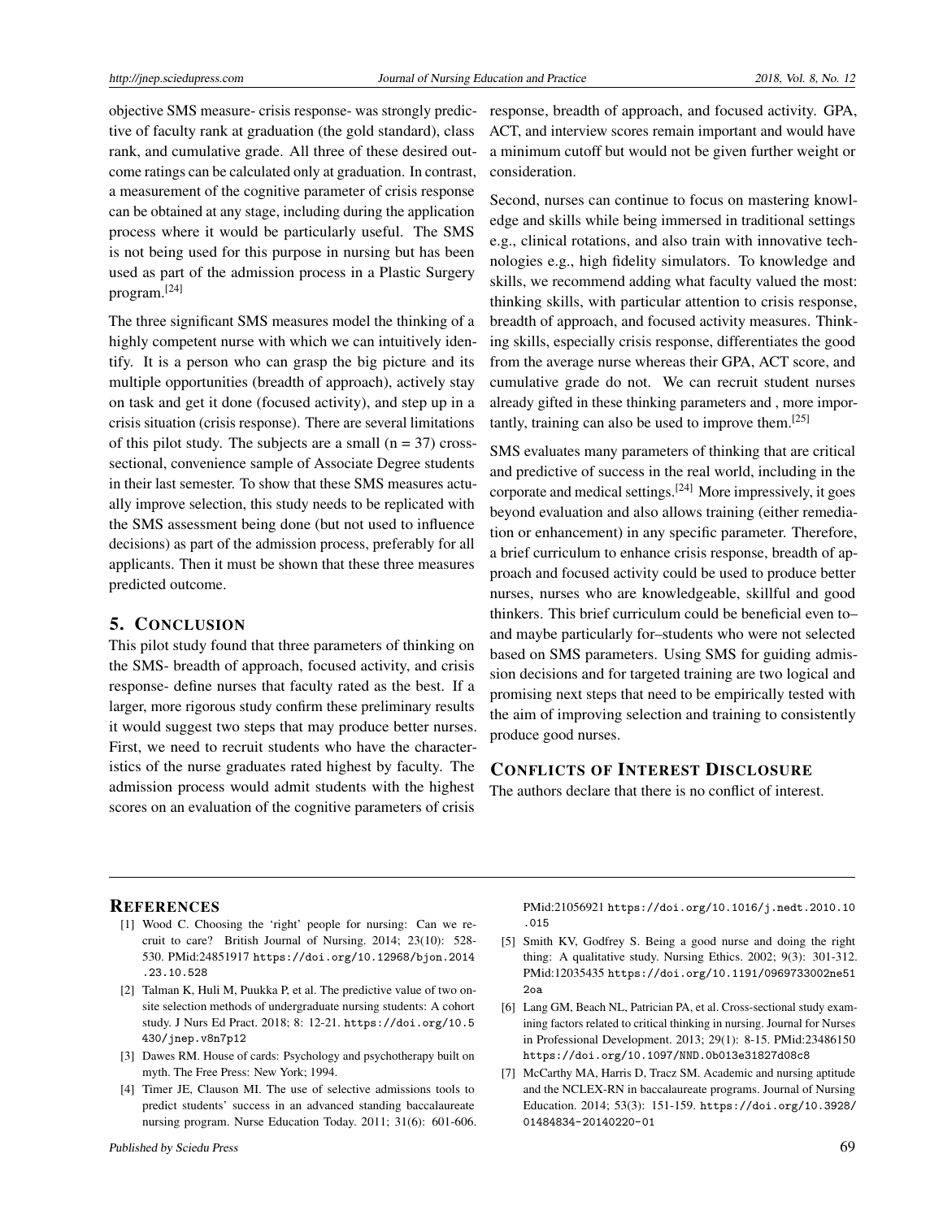objective SMS measure- crisis response- was strongly predictive of faculty rank at graduation (the gold standard), class rank, and cumulative grade. All three of these desired outcome ratings can be calculated only at graduation. In contrast, a measurement of the cognitive parameter of crisis response can be obtained at any stage, including during the application process where it would be particularly useful. The SMS is not being used for this purpose in nursing but has been used as part of the admission process in a Plastic Surgery program.[24]

The three significant SMS measures model the thinking of a highly competent nurse with which we can intuitively identify. It is a person who can grasp the big picture and its multiple opportunities (breadth of approach), actively stay on task and get it done (focused activity), and step up in a crisis situation (crisis response). There are several limitations of this pilot study. The subjects are a small (n = 37) cross-sectional, convenience sample of Associate Degree students in their last semester. To show that these SMS measures actually improve selection, this study needs to be replicated with the SMS assessment being done (but not used to influence decisions) as part of the admission process, preferably for all applicants. Then it must be shown that these three measures predicted outcome.

## 5. CONCLUSION

This pilot study found that three parameters of thinking on the SMS- breadth of approach, focused activity, and crisis response- define nurses that faculty rated as the best. If a larger, more rigorous study confirm these preliminary results it would suggest two steps that may produce better nurses. First, we need to recruit students who have the characteristics of the nurse graduates rated highest by faculty. The admission process would admit students with the highest scores on an evaluation of the cognitive parameters of crisis response, breadth of approach, and focused activity. GPA, ACT, and interview scores remain important and would have a minimum cutoff but would not be given further weight or consideration.

Second, nurses can continue to focus on mastering knowledge and skills while being immersed in traditional settings e.g., clinical rotations, and also train with innovative technologies e.g., high fidelity simulators. To knowledge and skills, we recommend adding what faculty valued the most: thinking skills, with particular attention to crisis response, breadth of approach, and focused activity measures. Thinking skills, especially crisis response, differentiates the good from the average nurse whereas their GPA, ACT score, and cumulative grade do not. We can recruit student nurses already gifted in these thinking parameters and , more importantly, training can also be used to improve them.[25]

SMS evaluates many parameters of thinking that are critical and predictive of success in the real world, including in the corporate and medical settings.[24] More impressively, it goes beyond evaluation and also allows training (either remediation or enhancement) in any specific parameter. Therefore, a brief curriculum to enhance crisis response, breadth of approach and focused activity could be used to produce better nurses, nurses who are knowledgeable, skillful and good thinkers. This brief curriculum could be beneficial even to– and maybe particularly for–students who were not selected based on SMS parameters. Using SMS for guiding admission decisions and for targeted training are two logical and promising next steps that need to be empirically tested with the aim of improving selection and training to consistently produce good nurses.

## CONFLICTS OF INTEREST DISCLOSURE

The authors declare that there is no conflict of interest.

## REFERENCES

[1] Wood C. Choosing the 'right' people for nursing: Can we recruit to care? British Journal of Nursing. 2014; 23(10): 528-530. PMid:24851917 https://doi.org/10.12968/bjon.2014.23.10.528

[2] Talman K, Huli M, Puukka P, et al. The predictive value of two on-site selection methods of undergraduate nursing students: A cohort study. J Nurs Ed Pract. 2018; 8: 12-21. https://doi.org/10.5430/jnep.v8n7p12

[3] Dawes RM. House of cards: Psychology and psychotherapy built on myth. The Free Press: New York; 1994.

[4] Timer JE, Clauson MI. The use of selective admissions tools to predict students' success in an advanced standing baccalaureate nursing program. Nurse Education Today. 2011; 31(6): 601-606. PMid:21056921 https://doi.org/10.1016/j.nedt.2010.10.015

[5] Smith KV, Godfrey S. Being a good nurse and doing the right thing: A qualitative study. Nursing Ethics. 2002; 9(3): 301-312. PMid:12035435 https://doi.org/10.1191/0969733002ne512oa

[6] Lang GM, Beach NL, Patrician PA, et al. Cross-sectional study examining factors related to critical thinking in nursing. Journal for Nurses in Professional Development. 2013; 29(1): 8-15. PMid:23486150 https://doi.org/10.1097/NND.0b013e31827d08c8

[7] McCarthy MA, Harris D, Tracz SM. Academic and nursing aptitude and the NCLEX-RN in baccalaureate programs. Journal of Nursing Education. 2014; 53(3): 151-159. https://doi.org/10.3928/01484834-20140220-01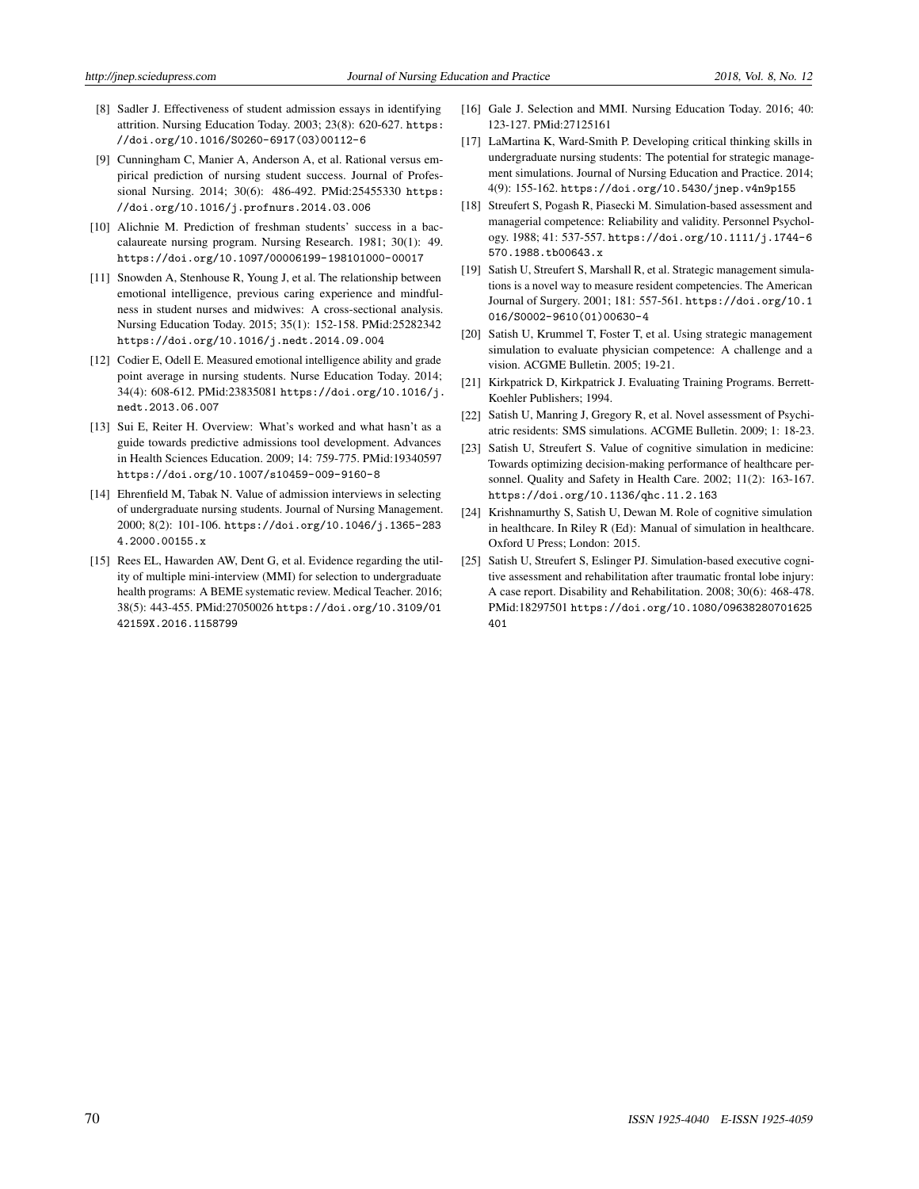[8] Sadler J. Effectiveness of student admission essays in identifying attrition. Nursing Education Today. 2003; 23(8): 620-627. https://doi.org/10.1016/S0260-6917(03)00112-6

[9] Cunningham C, Manier A, Anderson A, et al. Rational versus empirical prediction of nursing student success. Journal of Professional Nursing. 2014; 30(6): 486-492. PMid:25455330 https://doi.org/10.1016/j.profnurs.2014.03.006

[10] Alichnie M. Prediction of freshman students' success in a baccalaureate nursing program. Nursing Research. 1981; 30(1): 49. https://doi.org/10.1097/00006199-198101000-00017

[11] Snowden A, Stenhouse R, Young J, et al. The relationship between emotional intelligence, previous caring experience and mindfulness in student nurses and midwives: A cross-sectional analysis. Nursing Education Today. 2015; 35(1): 152-158. PMid:25282342 https://doi.org/10.1016/j.nedt.2014.09.004

[12] Codier E, Odell E. Measured emotional intelligence ability and grade point average in nursing students. Nurse Education Today. 2014; 34(4): 608-612. PMid:23835081 https://doi.org/10.1016/j.nedt.2013.06.007

[13] Sui E, Reiter H. Overview: What's worked and what hasn't as a guide towards predictive admissions tool development. Advances in Health Sciences Education. 2009; 14: 759-775. PMid:19340597 https://doi.org/10.1007/s10459-009-9160-8

[14] Ehrenfield M, Tabak N. Value of admission interviews in selecting of undergraduate nursing students. Journal of Nursing Management. 2000; 8(2): 101-106. https://doi.org/10.1046/j.1365-2834.2000.00155.x

[15] Rees EL, Hawarden AW, Dent G, et al. Evidence regarding the utility of multiple mini-interview (MMI) for selection to undergraduate health programs: A BEME systematic review. Medical Teacher. 2016; 38(5): 443-455. PMid:27050026 https://doi.org/10.3109/0142159X.2016.1158799

[16] Gale J. Selection and MMI. Nursing Education Today. 2016; 40: 123-127. PMid:27125161

[17] LaMartina K, Ward-Smith P. Developing critical thinking skills in undergraduate nursing students: The potential for strategic management simulations. Journal of Nursing Education and Practice. 2014; 4(9): 155-162. https://doi.org/10.5430/jnep.v4n9p155

[18] Streufert S, Pogash R, Piasecki M. Simulation-based assessment and managerial competence: Reliability and validity. Personnel Psychology. 1988; 41: 537-557. https://doi.org/10.1111/j.1744-6570.1988.tb00643.x

[19] Satish U, Streufert S, Marshall R, et al. Strategic management simulations is a novel way to measure resident competencies. The American Journal of Surgery. 2001; 181: 557-561. https://doi.org/10.1016/S0002-9610(01)00630-4

[20] Satish U, Krummel T, Foster T, et al. Using strategic management simulation to evaluate physician competence: A challenge and a vision. ACGME Bulletin. 2005; 19-21.

[21] Kirkpatrick D, Kirkpatrick J. Evaluating Training Programs. Berrett-Koehler Publishers; 1994.

[22] Satish U, Manring J, Gregory R, et al. Novel assessment of Psychiatric residents: SMS simulations. ACGME Bulletin. 2009; 1: 18-23.

[23] Satish U, Streufert S. Value of cognitive simulation in medicine: Towards optimizing decision-making performance of healthcare personnel. Quality and Safety in Health Care. 2002; 11(2): 163-167. https://doi.org/10.1136/qhc.11.2.163

[24] Krishnamurthy S, Satish U, Dewan M. Role of cognitive simulation in healthcare. In Riley R (Ed): Manual of simulation in healthcare. Oxford U Press; London: 2015.

[25] Satish U, Streufert S, Eslinger PJ. Simulation-based executive cognitive assessment and rehabilitation after traumatic frontal lobe injury: A case report. Disability and Rehabilitation. 2008; 30(6): 468-478. PMid:18297501 https://doi.org/10.1080/09638280701625401